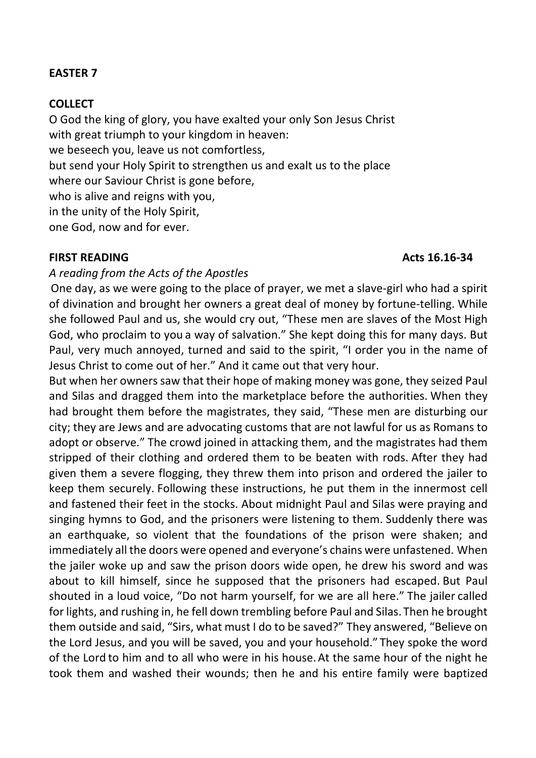**EASTER 7**

**COLLECT**

O God the king of glory, you have exalted your only Son Jesus Christ
with great triumph to your kingdom in heaven:
we beseech you, leave us not comfortless,
but send your Holy Spirit to strengthen us and exalt us to the place
where our Saviour Christ is gone before,
who is alive and reigns with you,
in the unity of the Holy Spirit,
one God, now and for ever.

**FIRST READING** **Acts 16.16-34**

*A reading from the Acts of the Apostles*

One day, as we were going to the place of prayer, we met a slave-girl who had a spirit of divination and brought her owners a great deal of money by fortune-telling. While she followed Paul and us, she would cry out, "These men are slaves of the Most High God, who proclaim to you a way of salvation." She kept doing this for many days. But Paul, very much annoyed, turned and said to the spirit, "I order you in the name of Jesus Christ to come out of her." And it came out that very hour.

But when her owners saw that their hope of making money was gone, they seized Paul and Silas and dragged them into the marketplace before the authorities. When they had brought them before the magistrates, they said, "These men are disturbing our city; they are Jews and are advocating customs that are not lawful for us as Romans to adopt or observe." The crowd joined in attacking them, and the magistrates had them stripped of their clothing and ordered them to be beaten with rods. After they had given them a severe flogging, they threw them into prison and ordered the jailer to keep them securely. Following these instructions, he put them in the innermost cell and fastened their feet in the stocks. About midnight Paul and Silas were praying and singing hymns to God, and the prisoners were listening to them. Suddenly there was an earthquake, so violent that the foundations of the prison were shaken; and immediately all the doors were opened and everyone's chains were unfastened. When the jailer woke up and saw the prison doors wide open, he drew his sword and was about to kill himself, since he supposed that the prisoners had escaped. But Paul shouted in a loud voice, "Do not harm yourself, for we are all here." The jailer called for lights, and rushing in, he fell down trembling before Paul and Silas. Then he brought them outside and said, "Sirs, what must I do to be saved?" They answered, "Believe on the Lord Jesus, and you will be saved, you and your household." They spoke the word of the Lord to him and to all who were in his house. At the same hour of the night he took them and washed their wounds; then he and his entire family were baptized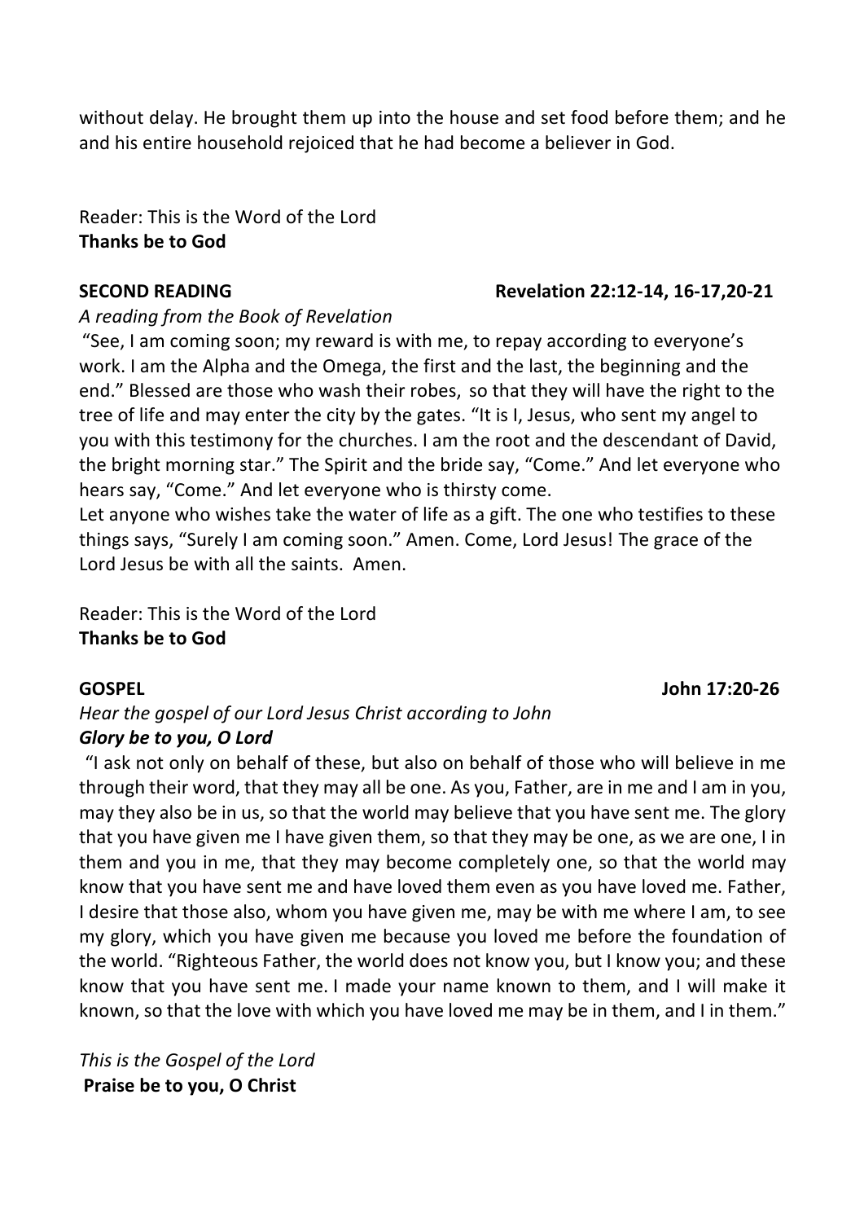without delay. He brought them up into the house and set food before them; and he and his entire household rejoiced that he had become a believer in God.

Reader: This is the Word of the Lord
**Thanks be to God**

**SECOND READING** **Revelation 22:12-14, 16-17,20-21**

*A reading from the Book of Revelation*

"See, I am coming soon; my reward is with me, to repay according to everyone's work. I am the Alpha and the Omega, the first and the last, the beginning and the end." Blessed are those who wash their robes, so that they will have the right to the tree of life and may enter the city by the gates. "It is I, Jesus, who sent my angel to you with this testimony for the churches. I am the root and the descendant of David, the bright morning star." The Spirit and the bride say, "Come." And let everyone who hears say, "Come." And let everyone who is thirsty come.
Let anyone who wishes take the water of life as a gift. The one who testifies to these things says, "Surely I am coming soon." Amen. Come, Lord Jesus! The grace of the Lord Jesus be with all the saints. Amen.

Reader: This is the Word of the Lord
**Thanks be to God**

**GOSPEL** **John 17:20-26**

*Hear the gospel of our Lord Jesus Christ according to John*
***Glory be to you, O Lord***

"I ask not only on behalf of these, but also on behalf of those who will believe in me through their word, that they may all be one. As you, Father, are in me and I am in you, may they also be in us, so that the world may believe that you have sent me. The glory that you have given me I have given them, so that they may be one, as we are one, I in them and you in me, that they may become completely one, so that the world may know that you have sent me and have loved them even as you have loved me. Father, I desire that those also, whom you have given me, may be with me where I am, to see my glory, which you have given me because you loved me before the foundation of the world. "Righteous Father, the world does not know you, but I know you; and these know that you have sent me. I made your name known to them, and I will make it known, so that the love with which you have loved me may be in them, and I in them."

*This is the Gospel of the Lord*
**Praise be to you, O Christ**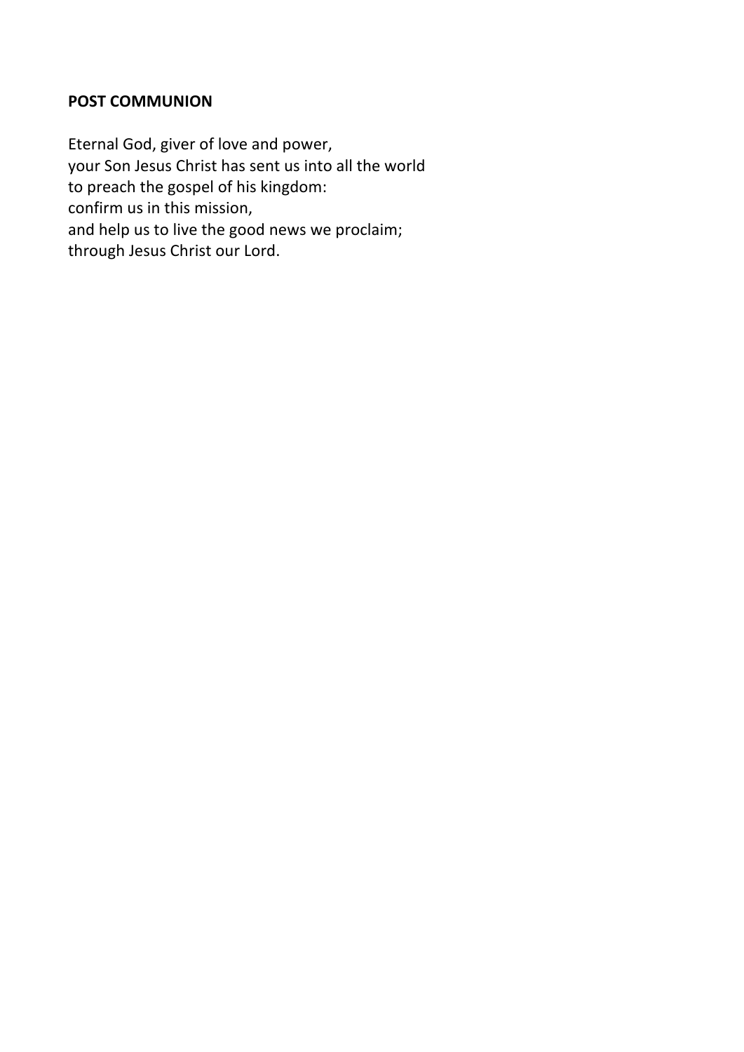**POST COMMUNION**

Eternal God, giver of love and power,
your Son Jesus Christ has sent us into all the world
to preach the gospel of his kingdom:
confirm us in this mission,
and help us to live the good news we proclaim;
through Jesus Christ our Lord.